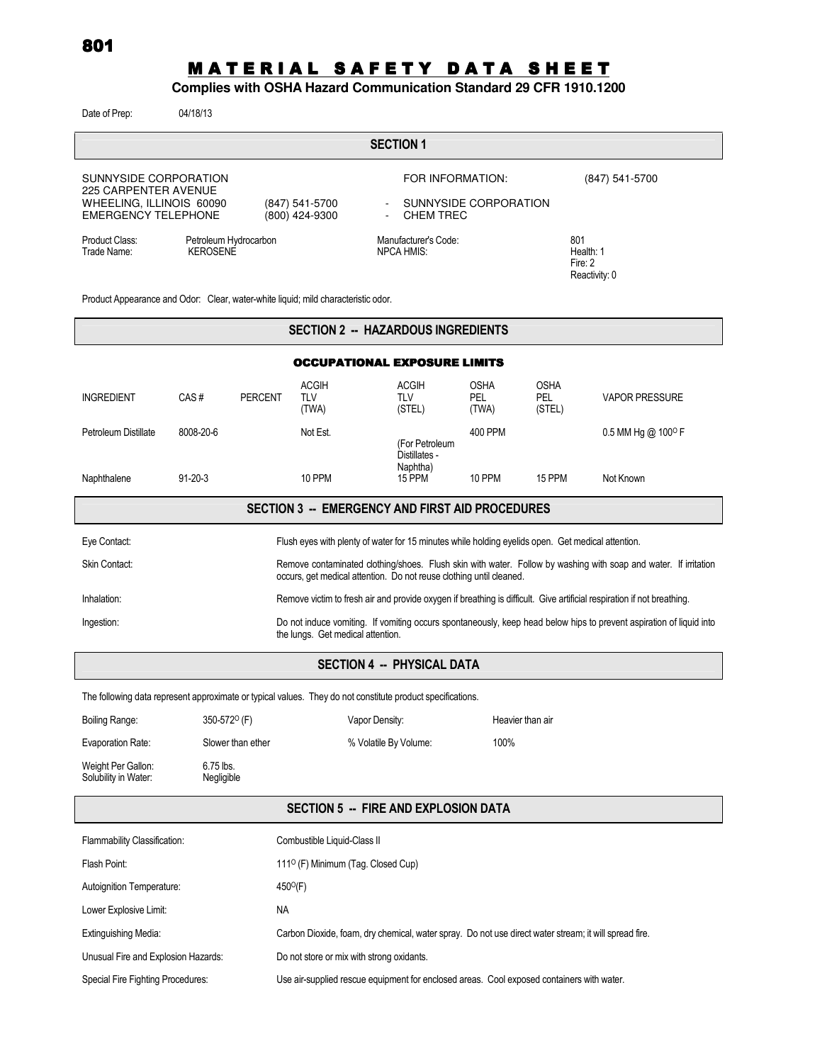801

# MATERIAL SAFETY DATA SHEET

**Complies with OSHA Hazard Communication Standard 29 CFR 1910.1200**

Date of Prep: 04/18/13

## SECTION 1

SUNNYSIDE CORPORATION
225 CARPENTER AVENUE
WHEELING, ILLINOIS 60090 (847) 541-5700 - SUNNYSIDE CORPORATION
EMERGENCY TELEPHONE (800) 424-9300 - CHEM TREC

FOR INFORMATION: (847) 541-5700

| | | | |
|---|---|---|---|
| Product Class: | Petroleum Hydrocarbon | Manufacturer's Code: | 801 |
| Trade Name: | KEROSENE | NPCA HMIS: | Health: 1<br>Fire: 2<br>Reactivity: 0 |

Product Appearance and Odor: Clear, water-white liquid; mild characteristic odor.

## SECTION 2 -- HAZARDOUS INGREDIENTS

### OCCUPATIONAL EXPOSURE LIMITS

| INGREDIENT | CAS # | PERCENT | ACGIH TLV (TWA) | ACGIH TLV (STEL) | OSHA PEL (TWA) | OSHA PEL (STEL) | VAPOR PRESSURE |
|---|---|---|---|---|---|---|---|
| Petroleum Distillate | 8008-20-6 | | Not Est. | (For Petroleum Distillates - Naphtha) | 400 PPM | | 0.5 MM Hg @ 100° F |
| Naphthalene | 91-20-3 | | 10 PPM | 15 PPM | 10 PPM | 15 PPM | Not Known |

## SECTION 3 -- EMERGENCY AND FIRST AID PROCEDURES

| | |
|---|---|
| Eye Contact: | Flush eyes with plenty of water for 15 minutes while holding eyelids open. Get medical attention. |
| Skin Contact: | Remove contaminated clothing/shoes. Flush skin with water. Follow by washing with soap and water. If irritation occurs, get medical attention. Do not reuse clothing until cleaned. |
| Inhalation: | Remove victim to fresh air and provide oxygen if breathing is difficult. Give artificial respiration if not breathing. |
| Ingestion: | Do not induce vomiting. If vomiting occurs spontaneously, keep head below hips to prevent aspiration of liquid into the lungs. Get medical attention. |

## SECTION 4 -- PHYSICAL DATA

The following data represent approximate or typical values. They do not constitute product specifications.

| | | | |
|---|---|---|---|
| Boiling Range: | 350-572° (F) | Vapor Density: | Heavier than air |
| Evaporation Rate: | Slower than ether | % Volatile By Volume: | 100% |
| Weight Per Gallon: | 6.75 lbs. | | |
| Solubility in Water: | Negligible | | |

## SECTION 5 -- FIRE AND EXPLOSION DATA

| | |
|---|---|
| Flammability Classification: | Combustible Liquid-Class II |
| Flash Point: | 111° (F) Minimum (Tag. Closed Cup) |
| Autoignition Temperature: | 450°(F) |
| Lower Explosive Limit: | NA |
| Extinguishing Media: | Carbon Dioxide, foam, dry chemical, water spray. Do not use direct water stream; it will spread fire. |
| Unusual Fire and Explosion Hazards: | Do not store or mix with strong oxidants. |
| Special Fire Fighting Procedures: | Use air-supplied rescue equipment for enclosed areas. Cool exposed containers with water. |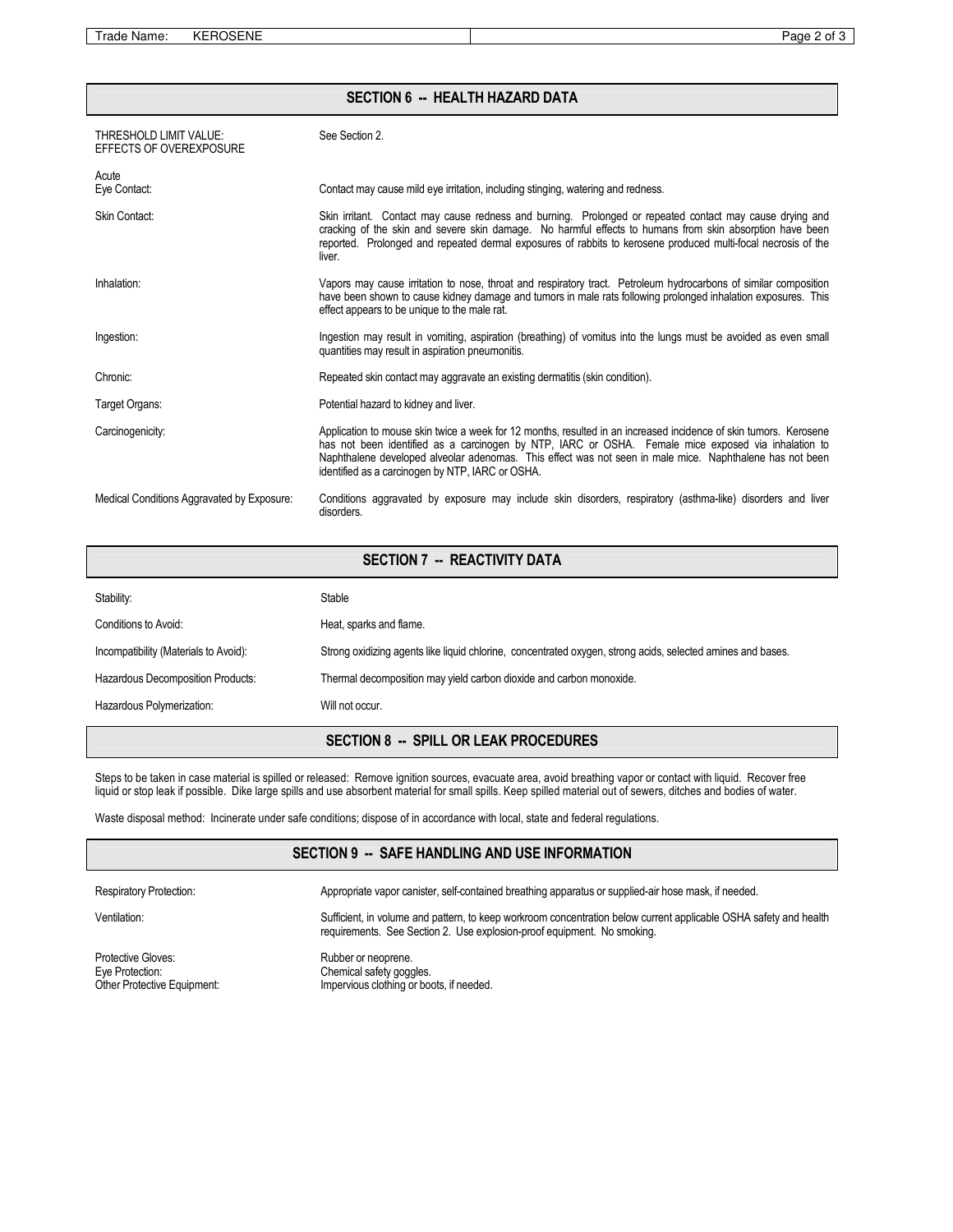## SECTION 6 -- HEALTH HAZARD DATA

| | |
|---|---|
| THRESHOLD LIMIT VALUE: EFFECTS OF OVEREXPOSURE | See Section 2. |
| Acute<br>Eye Contact: | Contact may cause mild eye irritation, including stinging, watering and redness. |
| Skin Contact: | Skin irritant. Contact may cause redness and burning. Prolonged or repeated contact may cause drying and cracking of the skin and severe skin damage. No harmful effects to humans from skin absorption have been reported. Prolonged and repeated dermal exposures of rabbits to kerosene produced multi-focal necrosis of the liver. |
| Inhalation: | Vapors may cause irritation to nose, throat and respiratory tract. Petroleum hydrocarbons of similar composition have been shown to cause kidney damage and tumors in male rats following prolonged inhalation exposures. This effect appears to be unique to the male rat. |
| Ingestion: | Ingestion may result in vomiting, aspiration (breathing) of vomitus into the lungs must be avoided as even small quantities may result in aspiration pneumonitis. |
| Chronic: | Repeated skin contact may aggravate an existing dermatitis (skin condition). |
| Target Organs: | Potential hazard to kidney and liver. |
| Carcinogenicity: | Application to mouse skin twice a week for 12 months, resulted in an increased incidence of skin tumors. Kerosene has not been identified as a carcinogen by NTP, IARC or OSHA. Female mice exposed via inhalation to Naphthalene developed alveolar adenomas. This effect was not seen in male mice. Naphthalene has not been identified as a carcinogen by NTP, IARC or OSHA. |
| Medical Conditions Aggravated by Exposure: | Conditions aggravated by exposure may include skin disorders, respiratory (asthma-like) disorders and liver disorders. |

## SECTION 7 -- REACTIVITY DATA

| | |
|---|---|
| Stability: | Stable |
| Conditions to Avoid: | Heat, sparks and flame. |
| Incompatibility (Materials to Avoid): | Strong oxidizing agents like liquid chlorine, concentrated oxygen, strong acids, selected amines and bases. |
| Hazardous Decomposition Products: | Thermal decomposition may yield carbon dioxide and carbon monoxide. |
| Hazardous Polymerization: | Will not occur. |

## SECTION 8 -- SPILL OR LEAK PROCEDURES

Steps to be taken in case material is spilled or released: Remove ignition sources, evacuate area, avoid breathing vapor or contact with liquid. Recover free liquid or stop leak if possible. Dike large spills and use absorbent material for small spills. Keep spilled material out of sewers, ditches and bodies of water.

Waste disposal method: Incinerate under safe conditions; dispose of in accordance with local, state and federal regulations.

## SECTION 9 -- SAFE HANDLING AND USE INFORMATION

| | |
|---|---|
| Respiratory Protection: | Appropriate vapor canister, self-contained breathing apparatus or supplied-air hose mask, if needed. |
| Ventilation: | Sufficient, in volume and pattern, to keep workroom concentration below current applicable OSHA safety and health requirements. See Section 2. Use explosion-proof equipment. No smoking. |
| Protective Gloves: | Rubber or neoprene. |
| Eye Protection: | Chemical safety goggles. |
| Other Protective Equipment: | Impervious clothing or boots, if needed. |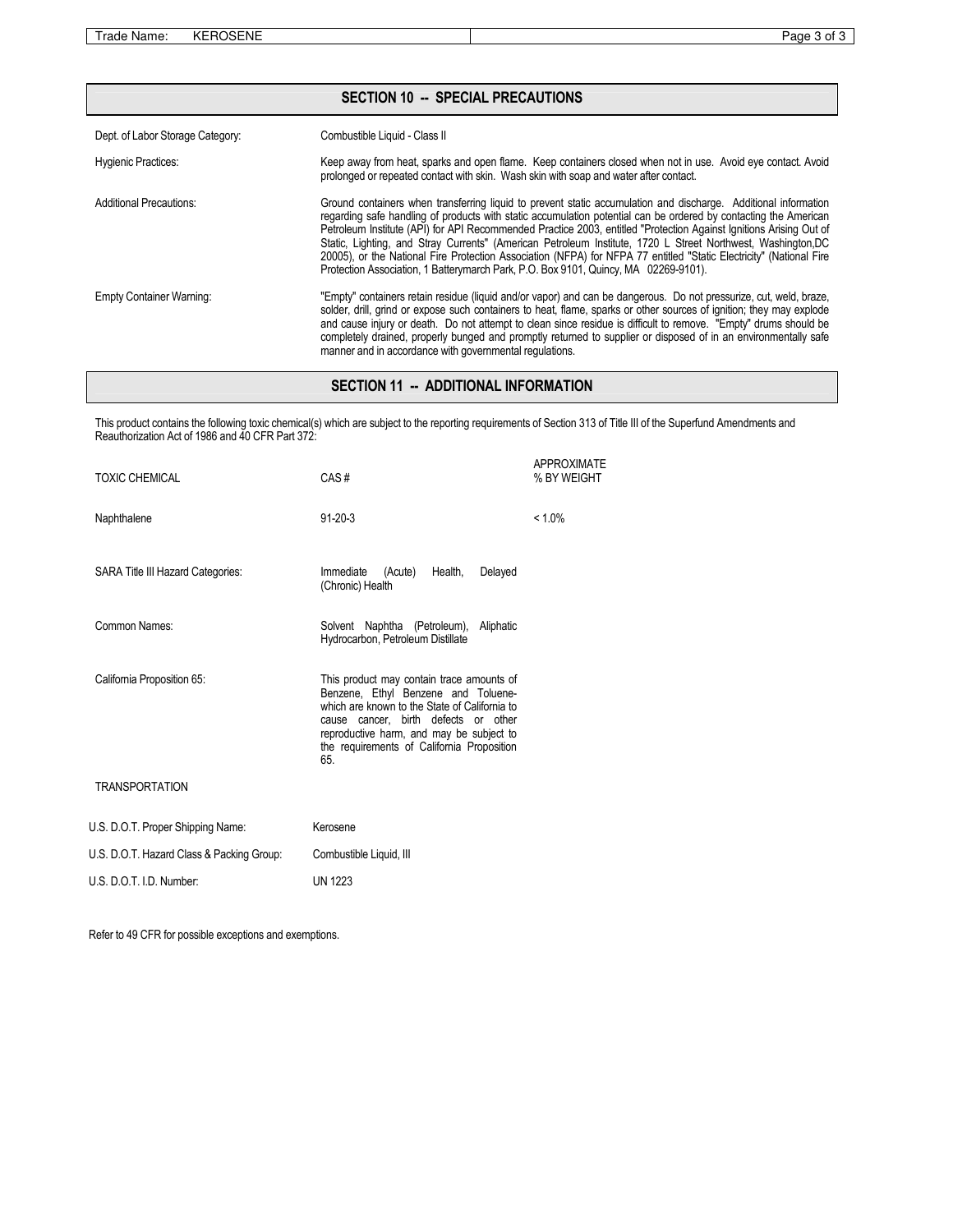## SECTION 10 -- SPECIAL PRECAUTIONS

| | |
|---|---|
| Dept. of Labor Storage Category: | Combustible Liquid - Class II |
| Hygienic Practices: | Keep away from heat, sparks and open flame. Keep containers closed when not in use. Avoid eye contact. Avoid prolonged or repeated contact with skin. Wash skin with soap and water after contact. |
| Additional Precautions: | Ground containers when transferring liquid to prevent static accumulation and discharge. Additional information regarding safe handling of products with static accumulation potential can be ordered by contacting the American Petroleum Institute (API) for API Recommended Practice 2003, entitled "Protection Against Ignitions Arising Out of Static, Lighting, and Stray Currents" (American Petroleum Institute, 1720 L Street Northwest, Washington,DC 20005), or the National Fire Protection Association (NFPA) for NFPA 77 entitled "Static Electricity" (National Fire Protection Association, 1 Batterymarch Park, P.O. Box 9101, Quincy, MA 02269-9101). |
| Empty Container Warning: | "Empty" containers retain residue (liquid and/or vapor) and can be dangerous. Do not pressurize, cut, weld, braze, solder, drill, grind or expose such containers to heat, flame, sparks or other sources of ignition; they may explode and cause injury or death. Do not attempt to clean since residue is difficult to remove. "Empty" drums should be completely drained, properly bunged and promptly returned to supplier or disposed of in an environmentally safe manner and in accordance with governmental regulations. |

## SECTION 11 -- ADDITIONAL INFORMATION

This product contains the following toxic chemical(s) which are subject to the reporting requirements of Section 313 of Title III of the Superfund Amendments and Reauthorization Act of 1986 and 40 CFR Part 372:

| TOXIC CHEMICAL | CAS # | APPROXIMATE % BY WEIGHT |
|---|---|---|
| Naphthalene | 91-20-3 | < 1.0% |

| | |
|---|---|
| SARA Title III Hazard Categories: | Immediate (Acute) Health, Delayed (Chronic) Health |
| Common Names: | Solvent Naphtha (Petroleum), Aliphatic Hydrocarbon, Petroleum Distillate |
| California Proposition 65: | This product may contain trace amounts of Benzene, Ethyl Benzene and Toluene- which are known to the State of California to cause cancer, birth defects or other reproductive harm, and may be subject to the requirements of California Proposition 65. |

TRANSPORTATION

| | |
|---|---|
| U.S. D.O.T. Proper Shipping Name: | Kerosene |
| U.S. D.O.T. Hazard Class & Packing Group: | Combustible Liquid, III |
| U.S. D.O.T. I.D. Number: | UN 1223 |

Refer to 49 CFR for possible exceptions and exemptions.